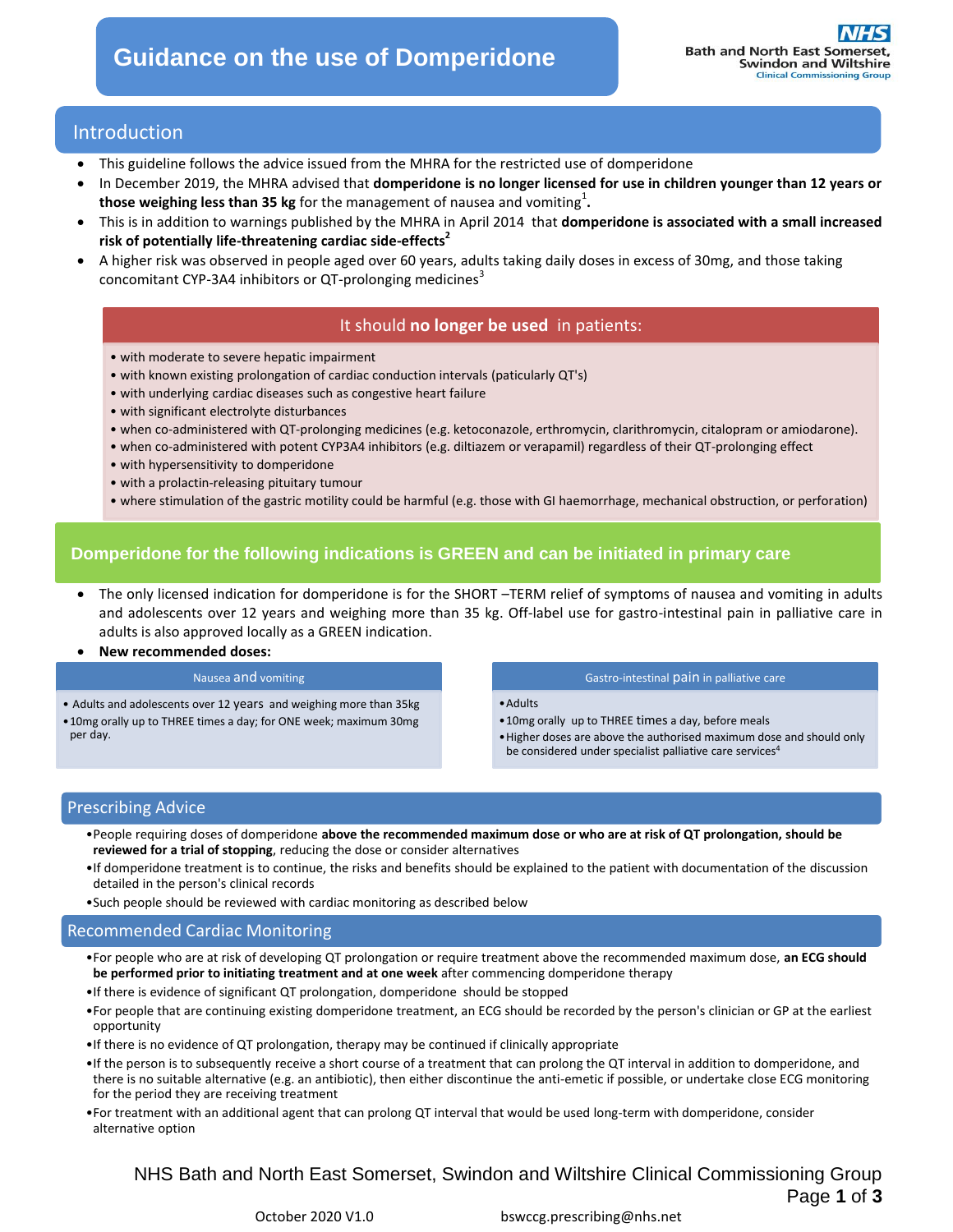# Guidance on the use of Domperidone

NHS Bath and North East Somerset, Swindon and Wiltshire Clinical Commissioning Group

## Introduction

- This guideline follows the advice issued from the MHRA for the restricted use of domperidone
- In December 2019, the MHRA advised that **domperidone is no longer licensed for use in children younger than 12 years or those weighing less than 35 kg** for the management of nausea and vomiting[1].
- This is in addition to warnings published by the MHRA in April 2014 that **domperidone is associated with a small increased risk of potentially life-threatening cardiac side-effects**[2]
- A higher risk was observed in people aged over 60 years, adults taking daily doses in excess of 30mg, and those taking concomitant CYP-3A4 inhibitors or QT-prolonging medicines[3]

### It should **no longer be used** in patients:

- with moderate to severe hepatic impairment
- with known existing prolongation of cardiac conduction intervals (paticularly QT's)
- with underlying cardiac diseases such as congestive heart failure
- with significant electrolyte disturbances
- when co-administered with QT-prolonging medicines (e.g. ketoconazole, erthromycin, clarithromycin, citalopram or amiodarone).
- when co-administered with potent CYP3A4 inhibitors (e.g. diltiazem or verapamil) regardless of their QT-prolonging effect
- with hypersensitivity to domperidone
- with a prolactin-releasing pituitary tumour
- where stimulation of the gastric motility could be harmful (e.g. those with GI haemorrhage, mechanical obstruction, or perforation)

## Domperidone for the following indications is GREEN and can be initiated in primary care

- The only licensed indication for domperidone is for the SHORT –TERM relief of symptoms of nausea and vomiting in adults and adolescents over 12 years and weighing more than 35 kg. Off-label use for gastro-intestinal pain in palliative care in adults is also approved locally as a GREEN indication.
- **New recommended doses:**

| Nausea and vomiting | Gastro-intestinal pain in palliative care |
|---|---|
| • Adults and adolescents over 12 years and weighing more than 35kg<br>• 10mg orally up to THREE times a day; for ONE week; maximum 30mg per day. | • Adults<br>• 10mg orally up to THREE times a day, before meals<br>• Higher doses are above the authorised maximum dose and should only be considered under specialist palliative care services[4] |

## Prescribing Advice

- People requiring doses of domperidone **above the recommended maximum dose or who are at risk of QT prolongation, should be reviewed for a trial of stopping**, reducing the dose or consider alternatives
- If domperidone treatment is to continue, the risks and benefits should be explained to the patient with documentation of the discussion detailed in the person's clinical records
- Such people should be reviewed with cardiac monitoring as described below

## Recommended Cardiac Monitoring

- For people who are at risk of developing QT prolongation or require treatment above the recommended maximum dose, **an ECG should be performed prior to initiating treatment and at one week** after commencing domperidone therapy
- If there is evidence of significant QT prolongation, domperidone should be stopped
- For people that are continuing existing domperidone treatment, an ECG should be recorded by the person's clinician or GP at the earliest opportunity
- If there is no evidence of QT prolongation, therapy may be continued if clinically appropriate
- If the person is to subsequently receive a short course of a treatment that can prolong the QT interval in addition to domperidone, and there is no suitable alternative (e.g. an antibiotic), then either discontinue the anti-emetic if possible, or undertake close ECG monitoring for the period they are receiving treatment
- For treatment with an additional agent that can prolong QT interval that would be used long-term with domperidone, consider alternative option

October 2020 V1.0 bswccg.prescribing@nhs.net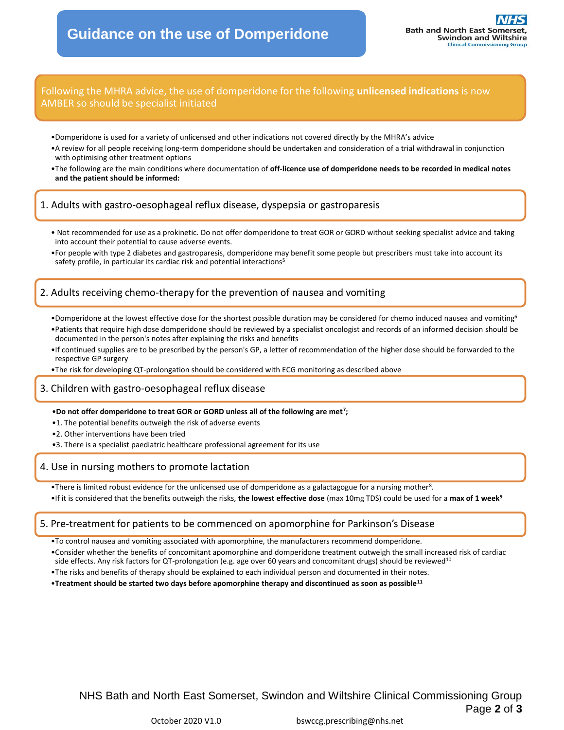# Guidance on the use of Domperidone

Following the MHRA advice, the use of domperidone for the following **unlicensed indications** is now AMBER so should be specialist initiated

- Domperidone is used for a variety of unlicensed and other indications not covered directly by the MHRA's advice
- A review for all people receiving long-term domperidone should be undertaken and consideration of a trial withdrawal in conjunction with optimising other treatment options
- The following are the main conditions where documentation of **off-licence use of domperidone needs to be recorded in medical notes and the patient should be informed:**

## 1. Adults with gastro-oesophageal reflux disease, dyspepsia or gastroparesis

- Not recommended for use as a prokinetic. Do not offer domperidone to treat GOR or GORD without seeking specialist advice and taking into account their potential to cause adverse events.
- For people with type 2 diabetes and gastroparesis, domperidone may benefit some people but prescribers must take into account its safety profile, in particular its cardiac risk and potential interactions[5]

## 2. Adults receiving chemo-therapy for the prevention of nausea and vomiting

- Domperidone at the lowest effective dose for the shortest possible duration may be considered for chemo induced nausea and vomiting[6]
- Patients that require high dose domperidone should be reviewed by a specialist oncologist and records of an informed decision should be documented in the person's notes after explaining the risks and benefits
- If continued supplies are to be prescribed by the person's GP, a letter of recommendation of the higher dose should be forwarded to the respective GP surgery
- The risk for developing QT-prolongation should be considered with ECG monitoring as described above

## 3. Children with gastro-oesophageal reflux disease

- **Do not offer domperidone to treat GOR or GORD unless all of the following are met[7];**
- 1. The potential benefits outweigh the risk of adverse events
- 2. Other interventions have been tried
- 3. There is a specialist paediatric healthcare professional agreement for its use

## 4. Use in nursing mothers to promote lactation

- There is limited robust evidence for the unlicensed use of domperidone as a galactagogue for a nursing mother[8].
- If it is considered that the benefits outweigh the risks, **the lowest effective dose** (max 10mg TDS) could be used for a **max of 1 week[9]**

## 5. Pre-treatment for patients to be commenced on apomorphine for Parkinson's Disease

- To control nausea and vomiting associated with apomorphine, the manufacturers recommend domperidone.
- Consider whether the benefits of concomitant apomorphine and domperidone treatment outweigh the small increased risk of cardiac side effects. Any risk factors for QT-prolongation (e.g. age over 60 years and concomitant drugs) should be reviewed[10]
- The risks and benefits of therapy should be explained to each individual person and documented in their notes.
- **Treatment should be started two days before apomorphine therapy and discontinued as soon as possible[11]**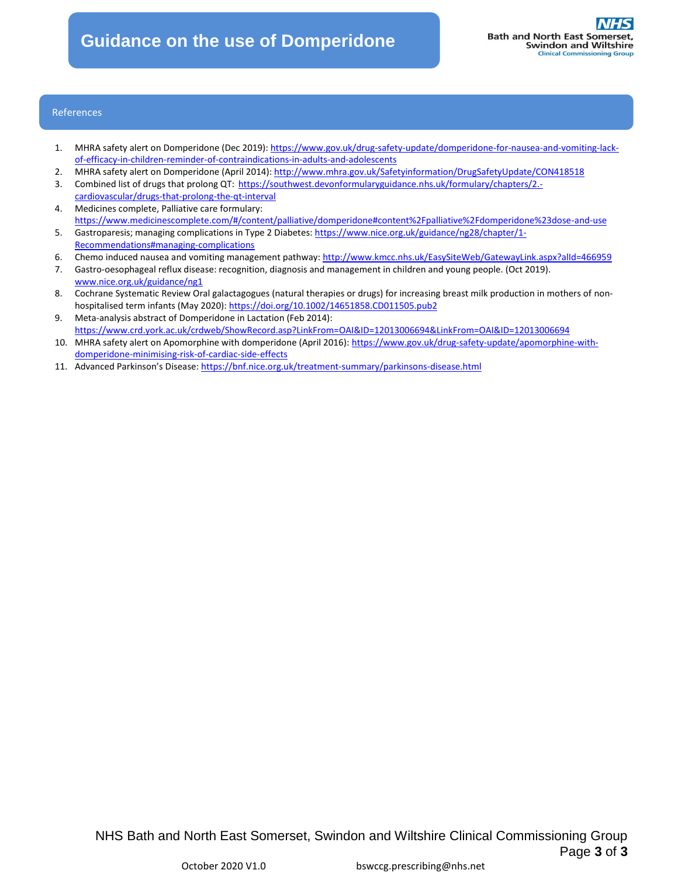## References

1. MHRA safety alert on Domperidone (Dec 2019): https://www.gov.uk/drug-safety-update/domperidone-for-nausea-and-vomiting-lack-of-efficacy-in-children-reminder-of-contraindications-in-adults-and-adolescents
2. MHRA safety alert on Domperidone (April 2014): http://www.mhra.gov.uk/Safetyinformation/DrugSafetyUpdate/CON418518
3. Combined list of drugs that prolong QT: https://southwest.devonformularyguidance.nhs.uk/formulary/chapters/2.-cardiovascular/drugs-that-prolong-the-qt-interval
4. Medicines complete, Palliative care formulary: https://www.medicinescomplete.com/#/content/palliative/domperidone#content%2Fpalliative%2Fdomperidone%23dose-and-use
5. Gastroparesis; managing complications in Type 2 Diabetes: https://www.nice.org.uk/guidance/ng28/chapter/1-Recommendations#managing-complications
6. Chemo induced nausea and vomiting management pathway: http://www.kmcc.nhs.uk/EasySiteWeb/GatewayLink.aspx?alId=466959
7. Gastro-oesophageal reflux disease: recognition, diagnosis and management in children and young people. (Oct 2019). www.nice.org.uk/guidance/ng1
8. Cochrane Systematic Review Oral galactagogues (natural therapies or drugs) for increasing breast milk production in mothers of non-hospitalised term infants (May 2020): https://doi.org/10.1002/14651858.CD011505.pub2
9. Meta-analysis abstract of Domperidone in Lactation (Feb 2014): https://www.crd.york.ac.uk/crdweb/ShowRecord.asp?LinkFrom=OAI&ID=12013006694&LinkFrom=OAI&ID=12013006694
10. MHRA safety alert on Apomorphine with domperidone (April 2016): https://www.gov.uk/drug-safety-update/apomorphine-with-domperidone-minimising-risk-of-cardiac-side-effects
11. Advanced Parkinson's Disease: https://bnf.nice.org.uk/treatment-summary/parkinsons-disease.html